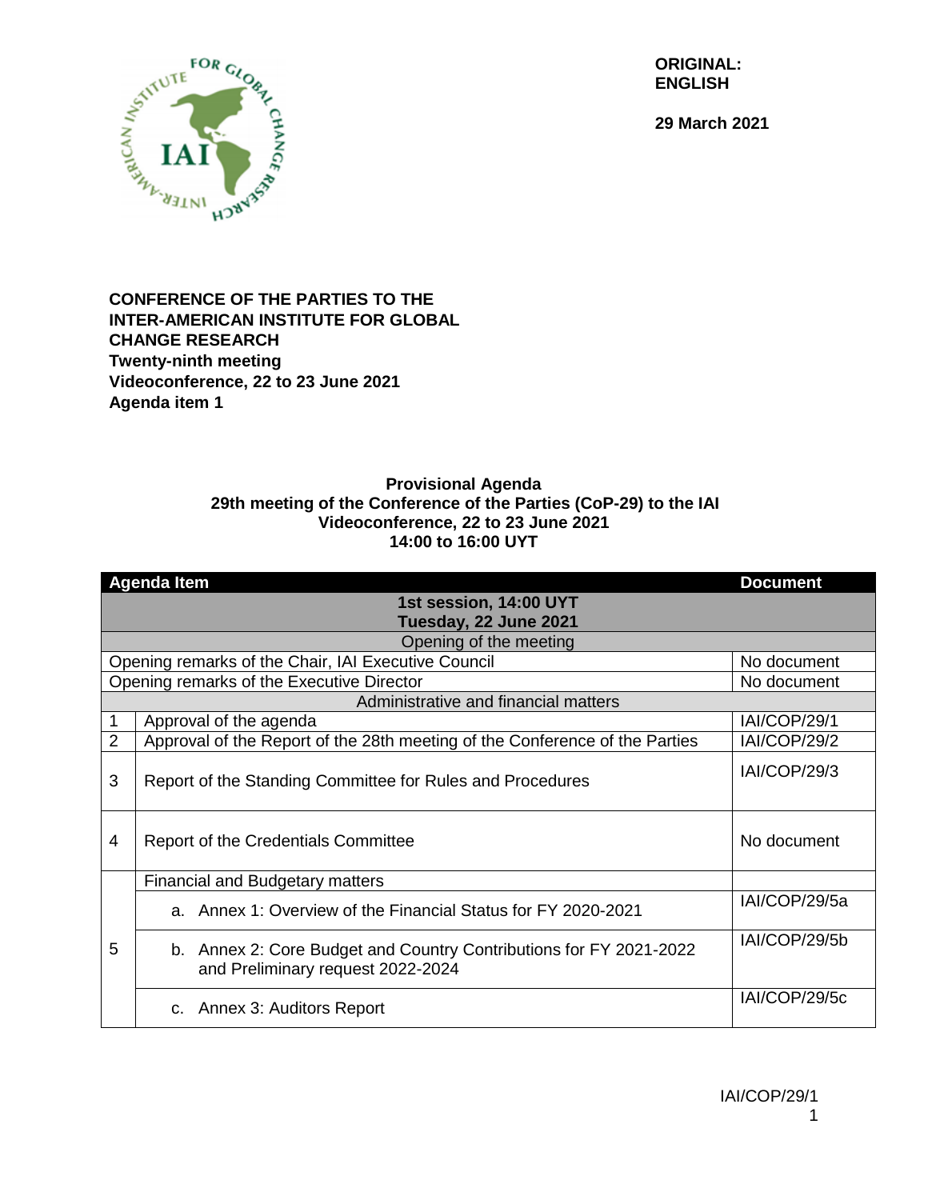**ORIGINAL: ENGLISH**

**29 March 2021**

**CONFERENCE OF THE PARTIES TO THE INTER-AMERICAN INSTITUTE FOR GLOBAL CHANGE RESEARCH**
**Twenty-ninth meeting**
**Videoconference, 22 to 23 June 2021**
**Agenda item 1**

## Provisional Agenda
## 29th meeting of the Conference of the Parties (CoP-29) to the IAI
## Videoconference, 22 to 23 June 2021
## 14:00 to 16:00 UYT

| Agenda Item | | Document |
|---|---|---|
| **1st session, 14:00 UYT Tuesday, 22 June 2021** | | |
| Opening of the meeting | | |
| Opening remarks of the Chair, IAI Executive Council | | No document |
| Opening remarks of the Executive Director | | No document |
| Administrative and financial matters | | |
| 1 | Approval of the agenda | IAI/COP/29/1 |
| 2 | Approval of the Report of the 28th meeting of the Conference of the Parties | IAI/COP/29/2 |
| 3 | Report of the Standing Committee for Rules and Procedures | IAI/COP/29/3 |
| 4 | Report of the Credentials Committee | No document |
| 5 | Financial and Budgetary matters | |
| | a. Annex 1: Overview of the Financial Status for FY 2020-2021 | IAI/COP/29/5a |
| | b. Annex 2: Core Budget and Country Contributions for FY 2021-2022 and Preliminary request 2022-2024 | IAI/COP/29/5b |
| | c. Annex 3: Auditors Report | IAI/COP/29/5c |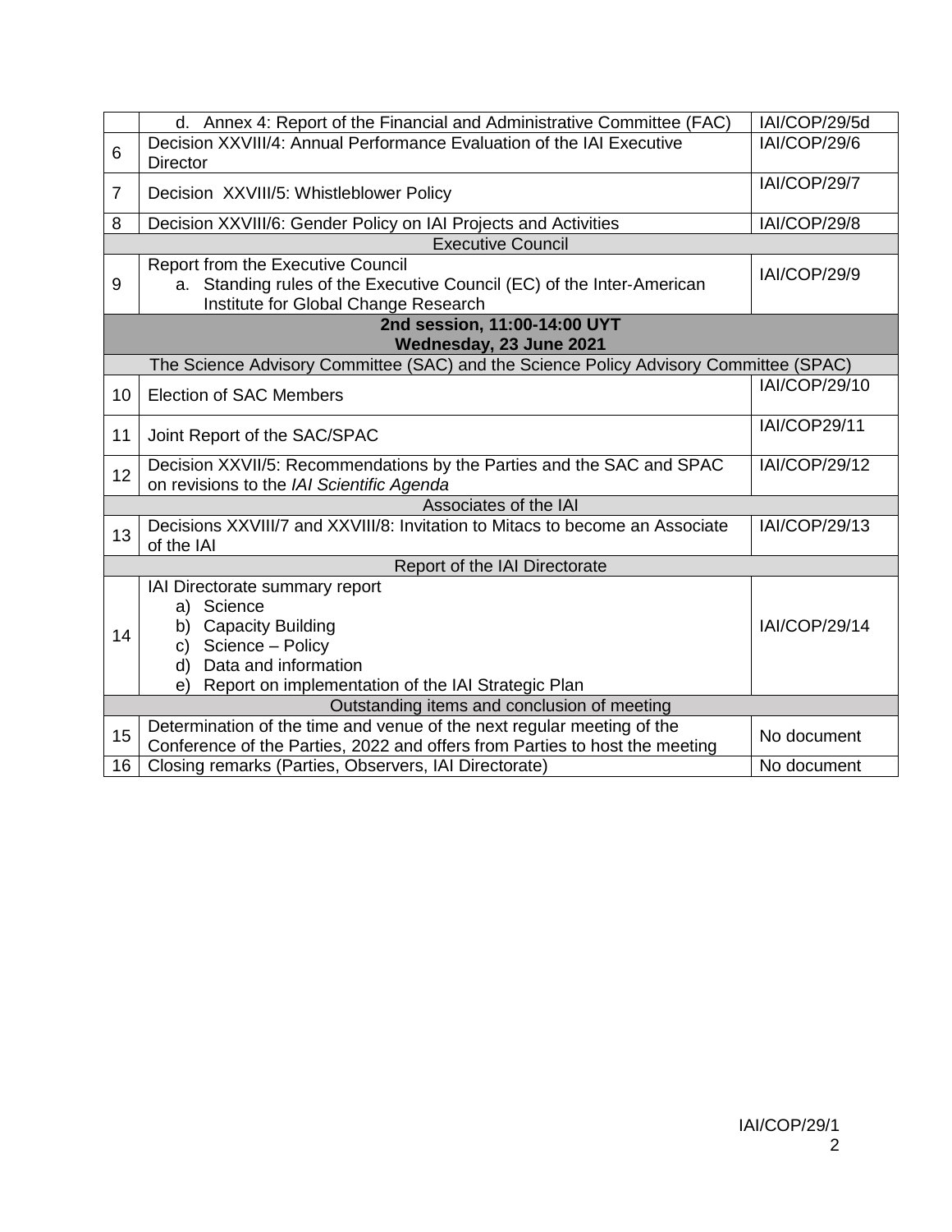| | | |
|---|---|---|
| | d. Annex 4: Report of the Financial and Administrative Committee (FAC) | IAI/COP/29/5d |
| 6 | Decision XXVIII/4: Annual Performance Evaluation of the IAI Executive Director | IAI/COP/29/6 |
| 7 | Decision XXVIII/5: Whistleblower Policy | IAI/COP/29/7 |
| 8 | Decision XXVIII/6: Gender Policy on IAI Projects and Activities | IAI/COP/29/8 |
| | Executive Council | |
| 9 | Report from the Executive Council<br>a. Standing rules of the Executive Council (EC) of the Inter-American Institute for Global Change Research | IAI/COP/29/9 |
| | **2nd session, 11:00-14:00 UYT**<br>**Wednesday, 23 June 2021** | |
| | The Science Advisory Committee (SAC) and the Science Policy Advisory Committee (SPAC) | |
| 10 | Election of SAC Members | IAI/COP/29/10 |
| 11 | Joint Report of the SAC/SPAC | IAI/COP29/11 |
| 12 | Decision XXVII/5: Recommendations by the Parties and the SAC and SPAC on revisions to the *IAI Scientific Agenda* | IAI/COP/29/12 |
| | Associates of the IAI | |
| 13 | Decisions XXVIII/7 and XXVIII/8: Invitation to Mitacs to become an Associate of the IAI | IAI/COP/29/13 |
| | Report of the IAI Directorate | |
| 14 | IAI Directorate summary report<br>a) Science<br>b) Capacity Building<br>c) Science – Policy<br>d) Data and information<br>e) Report on implementation of the IAI Strategic Plan | IAI/COP/29/14 |
| | Outstanding items and conclusion of meeting | |
| 15 | Determination of the time and venue of the next regular meeting of the Conference of the Parties, 2022 and offers from Parties to host the meeting | No document |
| 16 | Closing remarks (Parties, Observers, IAI Directorate) | No document |